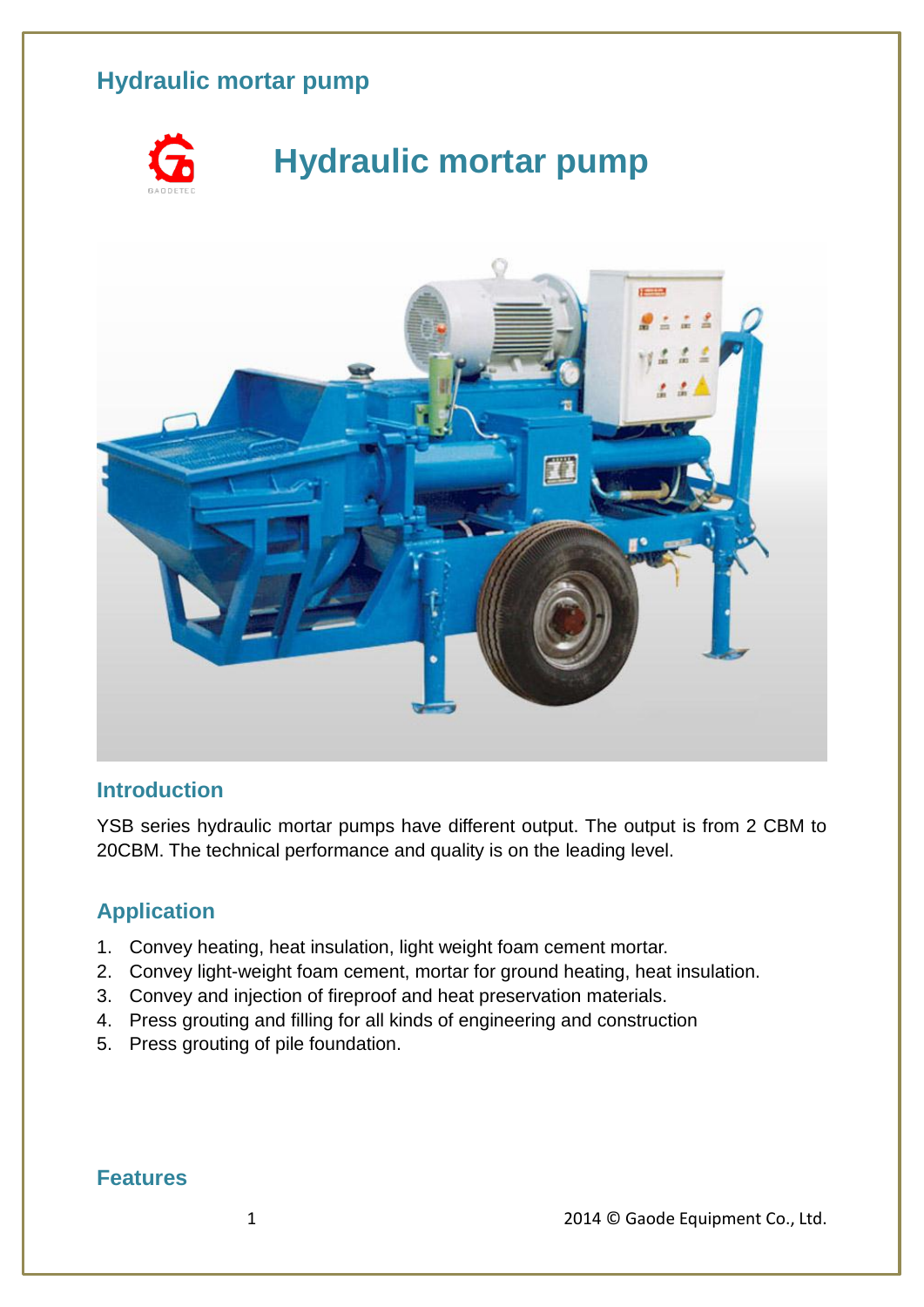# Hydraulic mortar pump

## Introduction

YSB series hydraulic mortar pumps have different output. The output is from 2 CBM to 20CBM. The technical performance and quality is on the leading level.

## Application

1. Convey heating, heat insulation, light weight foam cement mortar.
2. Convey light-weight foam cement, mortar for ground heating, heat insulation.
3. Convey and injection of fireproof and heat preservation materials.
4. Press grouting and filling for all kinds of engineering and construction
5. Press grouting of pile foundation.

## Features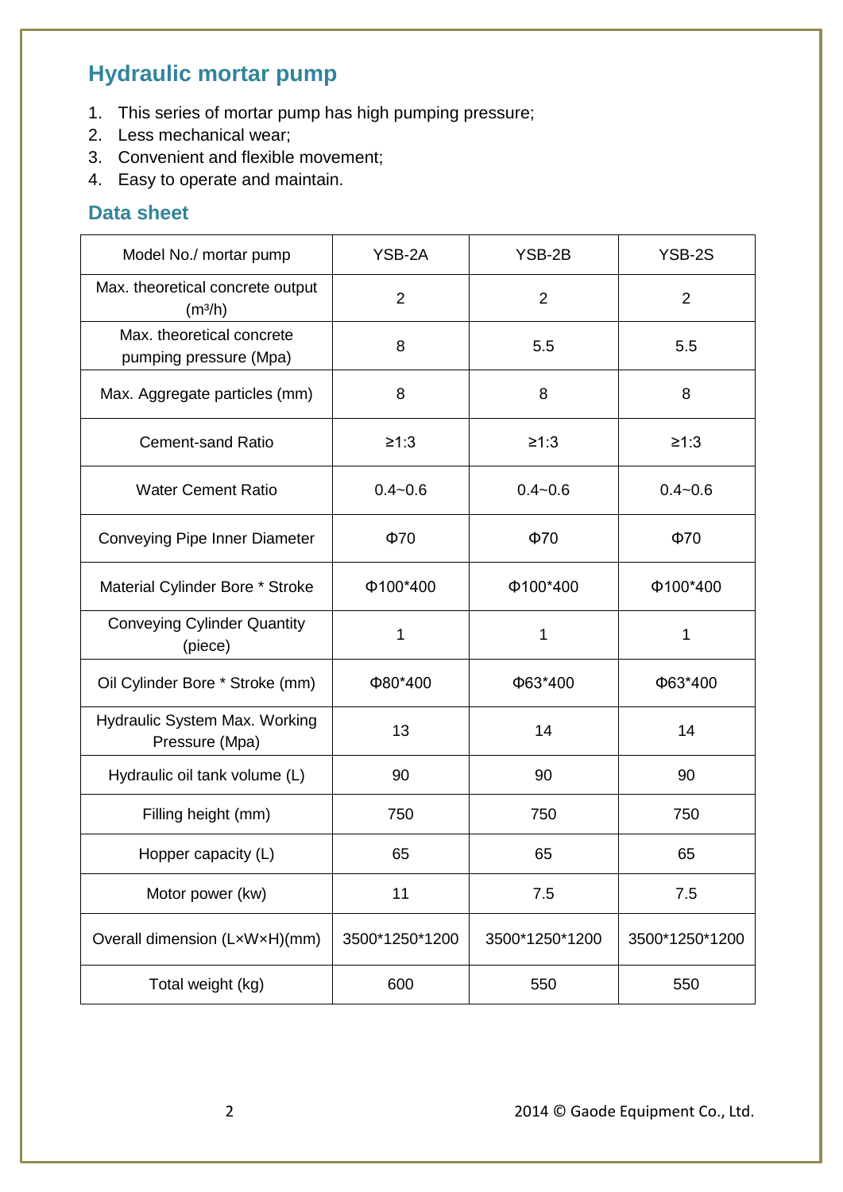## Hydraulic mortar pump

1. This series of mortar pump has high pumping pressure;
2. Less mechanical wear;
3. Convenient and flexible movement;
4. Easy to operate and maintain.

### Data sheet

| Model No./ mortar pump | YSB-2A | YSB-2B | YSB-2S |
|---|---|---|---|
| Max. theoretical concrete output ($m^3$/h) | 2 | 2 | 2 |
| Max. theoretical concrete pumping pressure (Mpa) | 8 | 5.5 | 5.5 |
| Max. Aggregate particles (mm) | 8 | 8 | 8 |
| Cement-sand Ratio | ≥1:3 | ≥1:3 | ≥1:3 |
| Water Cement Ratio | 0.4~0.6 | 0.4~0.6 | 0.4~0.6 |
| Conveying Pipe Inner Diameter | Φ70 | Φ70 | Φ70 |
| Material Cylinder Bore * Stroke | Φ100*400 | Φ100*400 | Φ100*400 |
| Conveying Cylinder Quantity (piece) | 1 | 1 | 1 |
| Oil Cylinder Bore * Stroke (mm) | Φ80*400 | Φ63*400 | Φ63*400 |
| Hydraulic System Max. Working Pressure (Mpa) | 13 | 14 | 14 |
| Hydraulic oil tank volume (L) | 90 | 90 | 90 |
| Filling height (mm) | 750 | 750 | 750 |
| Hopper capacity (L) | 65 | 65 | 65 |
| Motor power (kw) | 11 | 7.5 | 7.5 |
| Overall dimension (L×W×H)(mm) | 3500*1250*1200 | 3500*1250*1200 | 3500*1250*1200 |
| Total weight (kg) | 600 | 550 | 550 |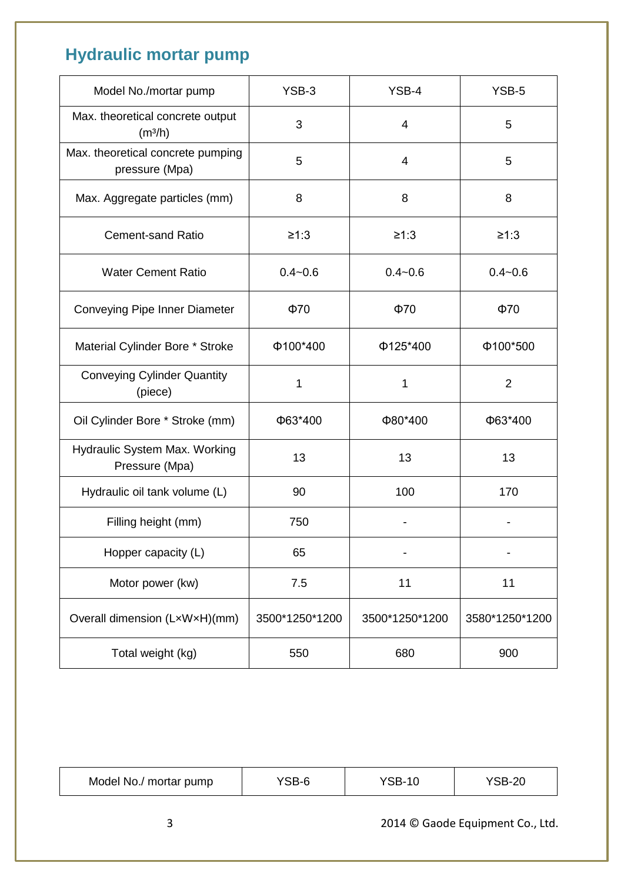## Hydraulic mortar pump

| Model No./mortar pump | YSB-3 | YSB-4 | YSB-5 |
|---|---|---|---|
| Max. theoretical concrete output ($m^3/h$) | 3 | 4 | 5 |
| Max. theoretical concrete pumping pressure (Mpa) | 5 | 4 | 5 |
| Max. Aggregate particles (mm) | 8 | 8 | 8 |
| Cement-sand Ratio | ≥1:3 | ≥1:3 | ≥1:3 |
| Water Cement Ratio | 0.4~0.6 | 0.4~0.6 | 0.4~0.6 |
| Conveying Pipe Inner Diameter | Φ70 | Φ70 | Φ70 |
| Material Cylinder Bore * Stroke | Φ100*400 | Φ125*400 | Φ100*500 |
| Conveying Cylinder Quantity (piece) | 1 | 1 | 2 |
| Oil Cylinder Bore * Stroke (mm) | Φ63*400 | Φ80*400 | Φ63*400 |
| Hydraulic System Max. Working Pressure (Mpa) | 13 | 13 | 13 |
| Hydraulic oil tank volume (L) | 90 | 100 | 170 |
| Filling height (mm) | 750 | - | - |
| Hopper capacity (L) | 65 | - | - |
| Motor power (kw) | 7.5 | 11 | 11 |
| Overall dimension (L×W×H)(mm) | 3500*1250*1200 | 3500*1250*1200 | 3580*1250*1200 |
| Total weight (kg) | 550 | 680 | 900 |

| Model No./ mortar pump | YSB-6 | YSB-10 | YSB-20 |
|---|---|---|---|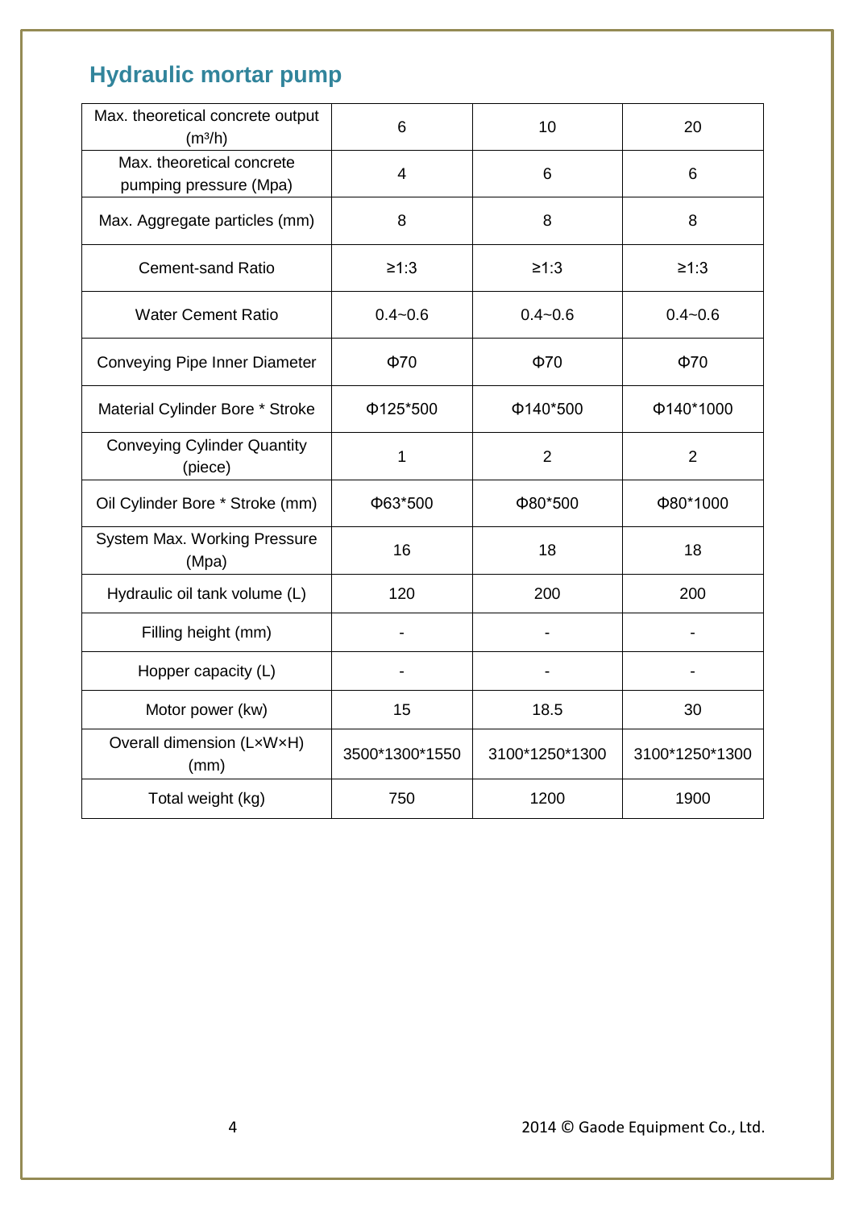## Hydraulic mortar pump

| | | | |
|---|---|---|---|
| Max. theoretical concrete output ($m^3/h$) | 6 | 10 | 20 |
| Max. theoretical concrete pumping pressure (Mpa) | 4 | 6 | 6 |
| Max. Aggregate particles (mm) | 8 | 8 | 8 |
| Cement-sand Ratio | ≥1:3 | ≥1:3 | ≥1:3 |
| Water Cement Ratio | 0.4~0.6 | 0.4~0.6 | 0.4~0.6 |
| Conveying Pipe Inner Diameter | Φ70 | Φ70 | Φ70 |
| Material Cylinder Bore * Stroke | Φ125*500 | Φ140*500 | Φ140*1000 |
| Conveying Cylinder Quantity (piece) | 1 | 2 | 2 |
| Oil Cylinder Bore * Stroke (mm) | Φ63*500 | Φ80*500 | Φ80*1000 |
| System Max. Working Pressure (Mpa) | 16 | 18 | 18 |
| Hydraulic oil tank volume (L) | 120 | 200 | 200 |
| Filling height (mm) | - | - | - |
| Hopper capacity (L) | - | - | - |
| Motor power (kw) | 15 | 18.5 | 30 |
| Overall dimension (L×W×H) (mm) | 3500*1300*1550 | 3100*1250*1300 | 3100*1250*1300 |
| Total weight (kg) | 750 | 1200 | 1900 |

2014 © Gaode Equipment Co., Ltd.